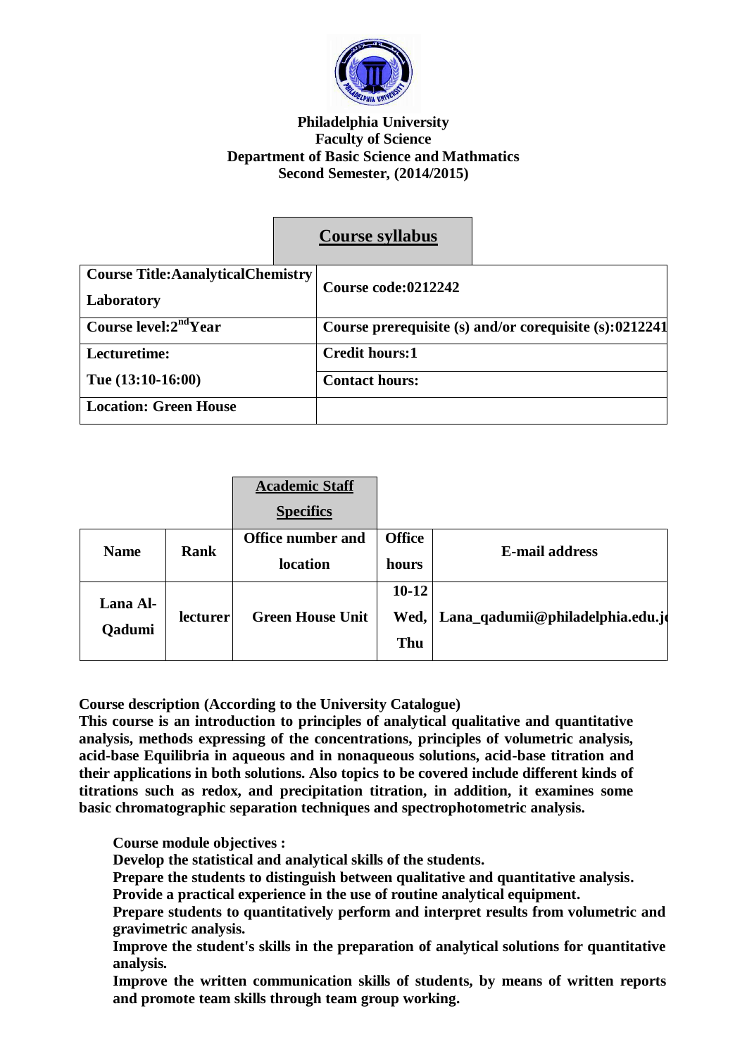**Philadelphia University**
**Faculty of Science**
**Department of Basic Science and Mathmatics**
**Second Semester, (2014/2015)**

## Course syllabus

| Course Title:AanalyticalChemistry Laboratory | Course code:0212242 |
|---|---|
| Course level:2nd Year | Course prerequisite (s) and/or corequisite (s):0212241 |
| Lecturetime: Tue (13:10-16:00) | Credit hours:1 |
| | Contact hours: |
| Location: Green House | |

### Academic Staff Specifics

| Name | Rank | Office number and location | Office hours | E-mail address |
|---|---|---|---|---|
| Lana Al-Qadumi | lecturer | Green House Unit | 10-12 Wed, Thu | Lana_qadumii@philadelphia.edu.jo |

**Course description (According to the University Catalogue)**

**This course is an introduction to principles of analytical qualitative and quantitative analysis, methods expressing of the concentrations, principles of volumetric analysis, acid-base Equilibria in aqueous and in nonaqueous solutions, acid-base titration and their applications in both solutions. Also topics to be covered include different kinds of titrations such as redox, and precipitation titration, in addition, it examines some basic chromatographic separation techniques and spectrophotometric analysis.**

**Course module objectives :**

**Develop the statistical and analytical skills of the students.**

**Prepare the students to distinguish between qualitative and quantitative analysis.**

**Provide a practical experience in the use of routine analytical equipment.**

**Prepare students to quantitatively perform and interpret results from volumetric and gravimetric analysis.**

**Improve the student's skills in the preparation of analytical solutions for quantitative analysis.**

**Improve the written communication skills of students, by means of written reports and promote team skills through team group working.**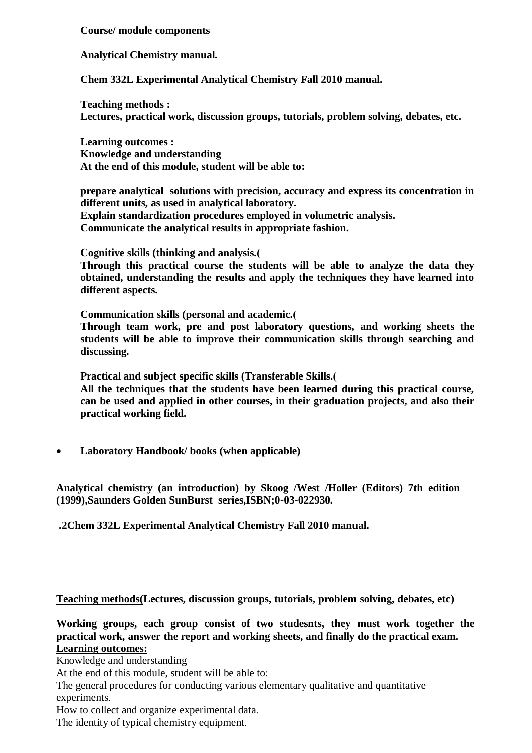**Course/ module components**

**Analytical Chemistry manual.**

**Chem 332L Experimental Analytical Chemistry Fall 2010 manual.**

**Teaching methods :**
**Lectures, practical work, discussion groups, tutorials, problem solving, debates, etc.**

**Learning outcomes :**
**Knowledge and understanding**
**At the end of this module, student will be able to:**

**prepare analytical solutions with precision, accuracy and express its concentration in different units, as used in analytical laboratory.**
**Explain standardization procedures employed in volumetric analysis.**
**Communicate the analytical results in appropriate fashion.**

**Cognitive skills (thinking and analysis.(**
**Through this practical course the students will be able to analyze the data they obtained, understanding the results and apply the techniques they have learned into different aspects.**

**Communication skills (personal and academic.(**
**Through team work, pre and post laboratory questions, and working sheets the students will be able to improve their communication skills through searching and discussing.**

**Practical and subject specific skills (Transferable Skills.(**
**All the techniques that the students have been learned during this practical course, can be used and applied in other courses, in their graduation projects, and also their practical working field.**

- **Laboratory Handbook/ books (when applicable)**

**Analytical chemistry (an introduction) by Skoog /West /Holler (Editors) 7th edition (1999),Saunders Golden SunBurst series,ISBN;0-03-022930.**

**.2Chem 332L Experimental Analytical Chemistry Fall 2010 manual.**

**<u>Teaching methods(</u>Lectures, discussion groups, tutorials, problem solving, debates, etc)**

**Working groups, each group consist of two studesnts, they must work together the practical work, answer the report and working sheets, and finally do the practical exam.**
**<u>Learning outcomes:</u>**
Knowledge and understanding
At the end of this module, student will be able to:
The general procedures for conducting various elementary qualitative and quantitative experiments.
How to collect and organize experimental data.
The identity of typical chemistry equipment.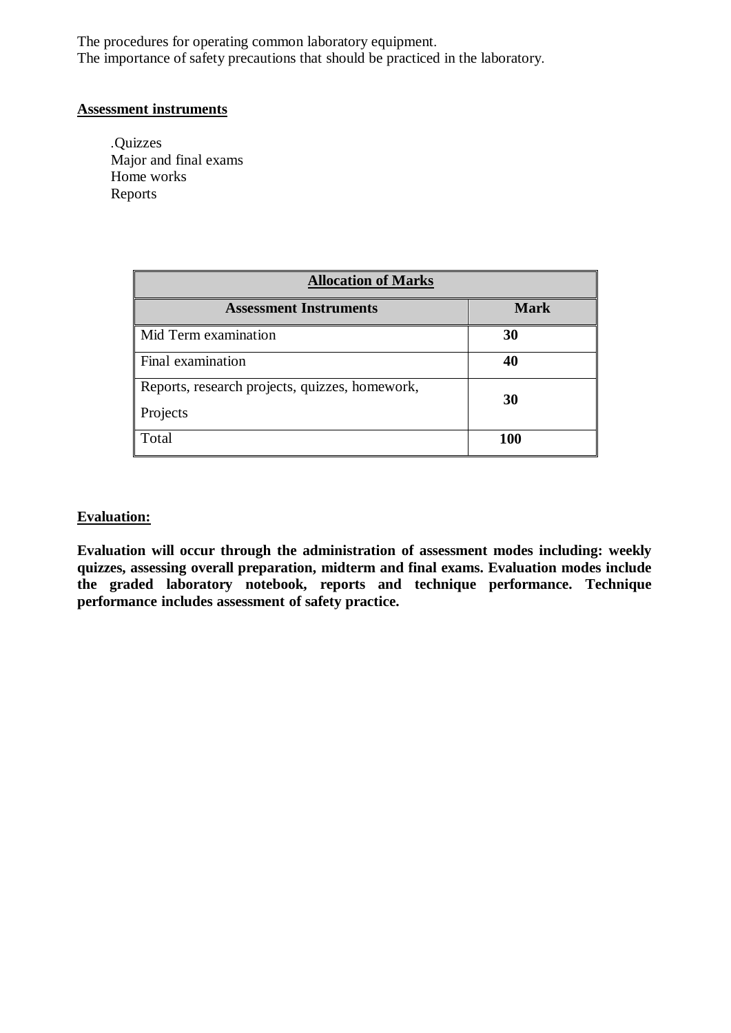The procedures for operating common laboratory equipment.
The importance of safety precautions that should be practiced in the laboratory.

**Assessment instruments**

.Quizzes
Major and final exams
Home works
Reports

| **Allocation of Marks** | |
|---|---|
| **Assessment Instruments** | **Mark** |
| Mid Term examination | **30** |
| Final examination | **40** |
| Reports, research projects, quizzes, homework, Projects | **30** |
| Total | **100** |

**Evaluation:**

**Evaluation will occur through the administration of assessment modes including: weekly quizzes, assessing overall preparation, midterm and final exams. Evaluation modes include the graded laboratory notebook, reports and technique performance. Technique performance includes assessment of safety practice.**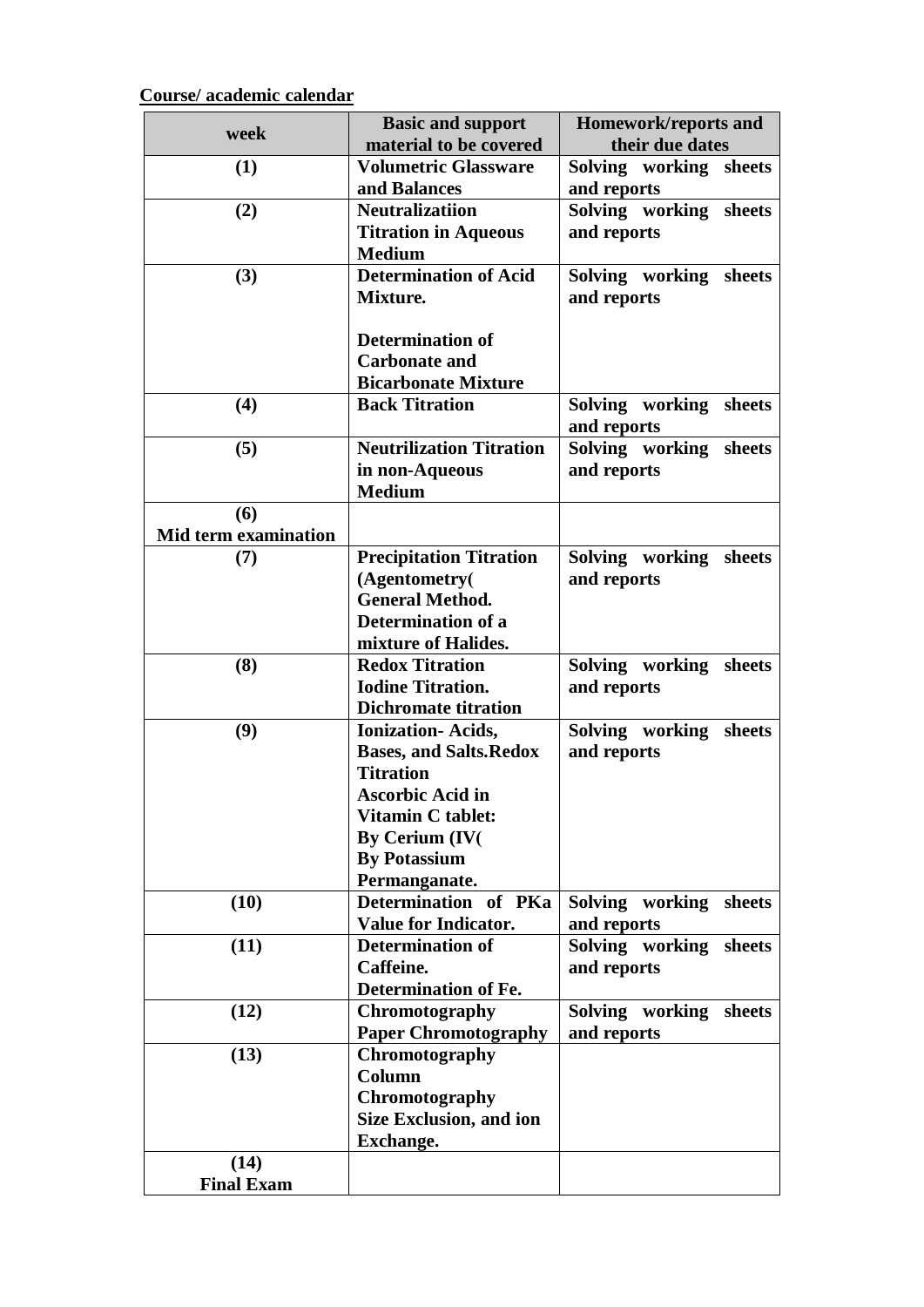**Course/ academic calendar**

| week | Basic and support material to be covered | Homework/reports and their due dates |
|---|---|---|
| **(1)** | **Volumetric Glassware and Balances** | **Solving working sheets and reports** |
| **(2)** | **Neutralizatiion Titration in Aqueous Medium** | **Solving working sheets and reports** |
| **(3)** | **Determination of Acid Mixture.**<br><br>**Determination of Carbonate and Bicarbonate Mixture** | **Solving working sheets and reports** |
| **(4)** | **Back Titration** | **Solving working sheets and reports** |
| **(5)** | **Neutrilization Titration in non-Aqueous Medium** | **Solving working sheets and reports** |
| **(6) Mid term examination** | | |
| **(7)** | **Precipitation Titration (Agentometry( General Method. Determination of a mixture of Halides.** | **Solving working sheets and reports** |
| **(8)** | **Redox Titration Iodine Titration. Dichromate titration** | **Solving working sheets and reports** |
| **(9)** | **Ionization- Acids, Bases, and Salts.Redox Titration Ascorbic Acid in Vitamin C tablet: By Cerium (IV( By Potassium Permanganate.** | **Solving working sheets and reports** |
| **(10)** | **Determination of PKa Value for Indicator.** | **Solving working sheets and reports** |
| **(11)** | **Determination of Caffeine. Determination of Fe.** | **Solving working sheets and reports** |
| **(12)** | **Chromotography Paper Chromotography** | **Solving working sheets and reports** |
| **(13)** | **Chromotography Column Chromotography Size Exclusion, and ion Exchange.** | |
| **(14) Final Exam** | | |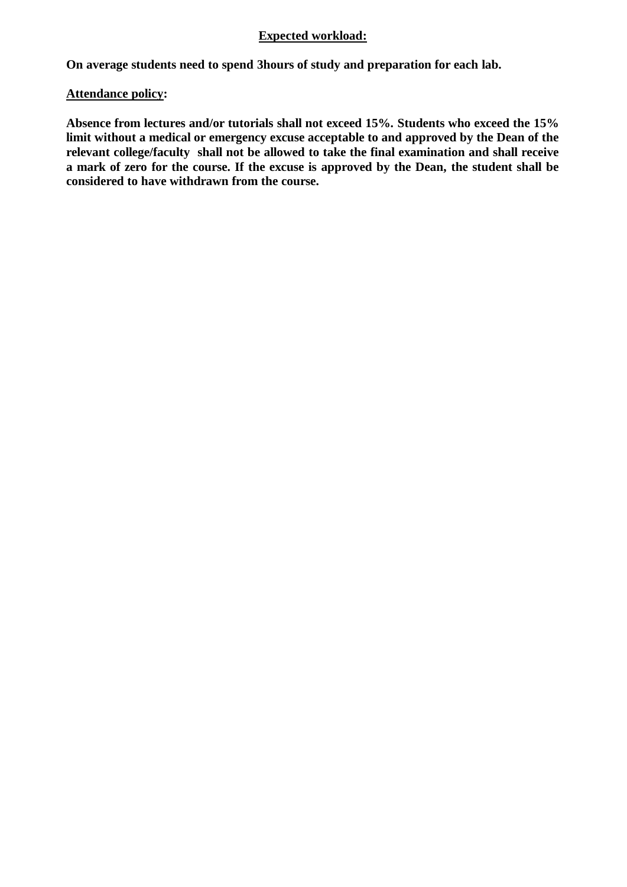**<u>Expected workload:</u>**

**On average students need to spend 3hours of study and preparation for each lab.**

**<u>Attendance policy</u>:**

**Absence from lectures and/or tutorials shall not exceed 15%. Students who exceed the 15% limit without a medical or emergency excuse acceptable to and approved by the Dean of the relevant college/faculty shall not be allowed to take the final examination and shall receive a mark of zero for the course. If the excuse is approved by the Dean, the student shall be considered to have withdrawn from the course.**